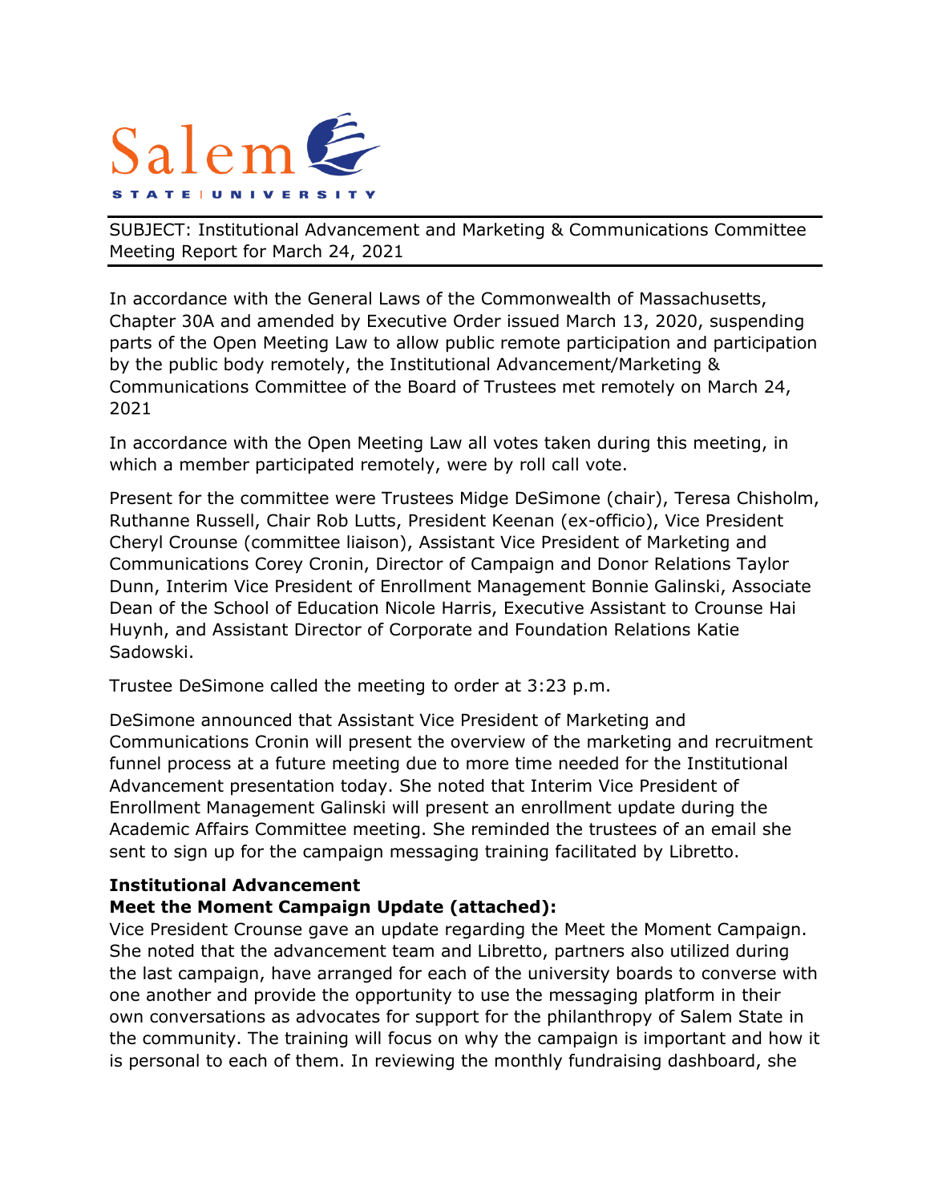Salem STATE | UNIVERSITY

SUBJECT: Institutional Advancement and Marketing & Communications Committee Meeting Report for March 24, 2021

In accordance with the General Laws of the Commonwealth of Massachusetts, Chapter 30A and amended by Executive Order issued March 13, 2020, suspending parts of the Open Meeting Law to allow public remote participation and participation by the public body remotely, the Institutional Advancement/Marketing & Communications Committee of the Board of Trustees met remotely on March 24, 2021

In accordance with the Open Meeting Law all votes taken during this meeting, in which a member participated remotely, were by roll call vote.

Present for the committee were Trustees Midge DeSimone (chair), Teresa Chisholm, Ruthanne Russell, Chair Rob Lutts, President Keenan (ex-officio), Vice President Cheryl Crounse (committee liaison), Assistant Vice President of Marketing and Communications Corey Cronin, Director of Campaign and Donor Relations Taylor Dunn, Interim Vice President of Enrollment Management Bonnie Galinski, Associate Dean of the School of Education Nicole Harris, Executive Assistant to Crounse Hai Huynh, and Assistant Director of Corporate and Foundation Relations Katie Sadowski.

Trustee DeSimone called the meeting to order at 3:23 p.m.

DeSimone announced that Assistant Vice President of Marketing and Communications Cronin will present the overview of the marketing and recruitment funnel process at a future meeting due to more time needed for the Institutional Advancement presentation today. She noted that Interim Vice President of Enrollment Management Galinski will present an enrollment update during the Academic Affairs Committee meeting. She reminded the trustees of an email she sent to sign up for the campaign messaging training facilitated by Libretto.

**Institutional Advancement**

**Meet the Moment Campaign Update (attached):**

Vice President Crounse gave an update regarding the Meet the Moment Campaign. She noted that the advancement team and Libretto, partners also utilized during the last campaign, have arranged for each of the university boards to converse with one another and provide the opportunity to use the messaging platform in their own conversations as advocates for support for the philanthropy of Salem State in the community. The training will focus on why the campaign is important and how it is personal to each of them. In reviewing the monthly fundraising dashboard, she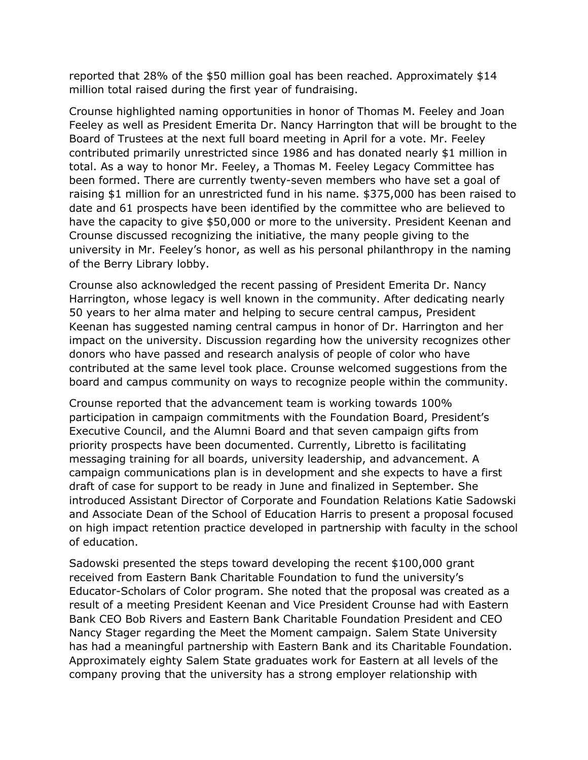reported that 28% of the $50 million goal has been reached. Approximately $14 million total raised during the first year of fundraising.

Crounse highlighted naming opportunities in honor of Thomas M. Feeley and Joan Feeley as well as President Emerita Dr. Nancy Harrington that will be brought to the Board of Trustees at the next full board meeting in April for a vote. Mr. Feeley contributed primarily unrestricted since 1986 and has donated nearly $1 million in total. As a way to honor Mr. Feeley, a Thomas M. Feeley Legacy Committee has been formed. There are currently twenty-seven members who have set a goal of raising $1 million for an unrestricted fund in his name. $375,000 has been raised to date and 61 prospects have been identified by the committee who are believed to have the capacity to give $50,000 or more to the university. President Keenan and Crounse discussed recognizing the initiative, the many people giving to the university in Mr. Feeley's honor, as well as his personal philanthropy in the naming of the Berry Library lobby.

Crounse also acknowledged the recent passing of President Emerita Dr. Nancy Harrington, whose legacy is well known in the community. After dedicating nearly 50 years to her alma mater and helping to secure central campus, President Keenan has suggested naming central campus in honor of Dr. Harrington and her impact on the university. Discussion regarding how the university recognizes other donors who have passed and research analysis of people of color who have contributed at the same level took place. Crounse welcomed suggestions from the board and campus community on ways to recognize people within the community.

Crounse reported that the advancement team is working towards 100% participation in campaign commitments with the Foundation Board, President's Executive Council, and the Alumni Board and that seven campaign gifts from priority prospects have been documented. Currently, Libretto is facilitating messaging training for all boards, university leadership, and advancement. A campaign communications plan is in development and she expects to have a first draft of case for support to be ready in June and finalized in September. She introduced Assistant Director of Corporate and Foundation Relations Katie Sadowski and Associate Dean of the School of Education Harris to present a proposal focused on high impact retention practice developed in partnership with faculty in the school of education.

Sadowski presented the steps toward developing the recent $100,000 grant received from Eastern Bank Charitable Foundation to fund the university's Educator-Scholars of Color program. She noted that the proposal was created as a result of a meeting President Keenan and Vice President Crounse had with Eastern Bank CEO Bob Rivers and Eastern Bank Charitable Foundation President and CEO Nancy Stager regarding the Meet the Moment campaign. Salem State University has had a meaningful partnership with Eastern Bank and its Charitable Foundation. Approximately eighty Salem State graduates work for Eastern at all levels of the company proving that the university has a strong employer relationship with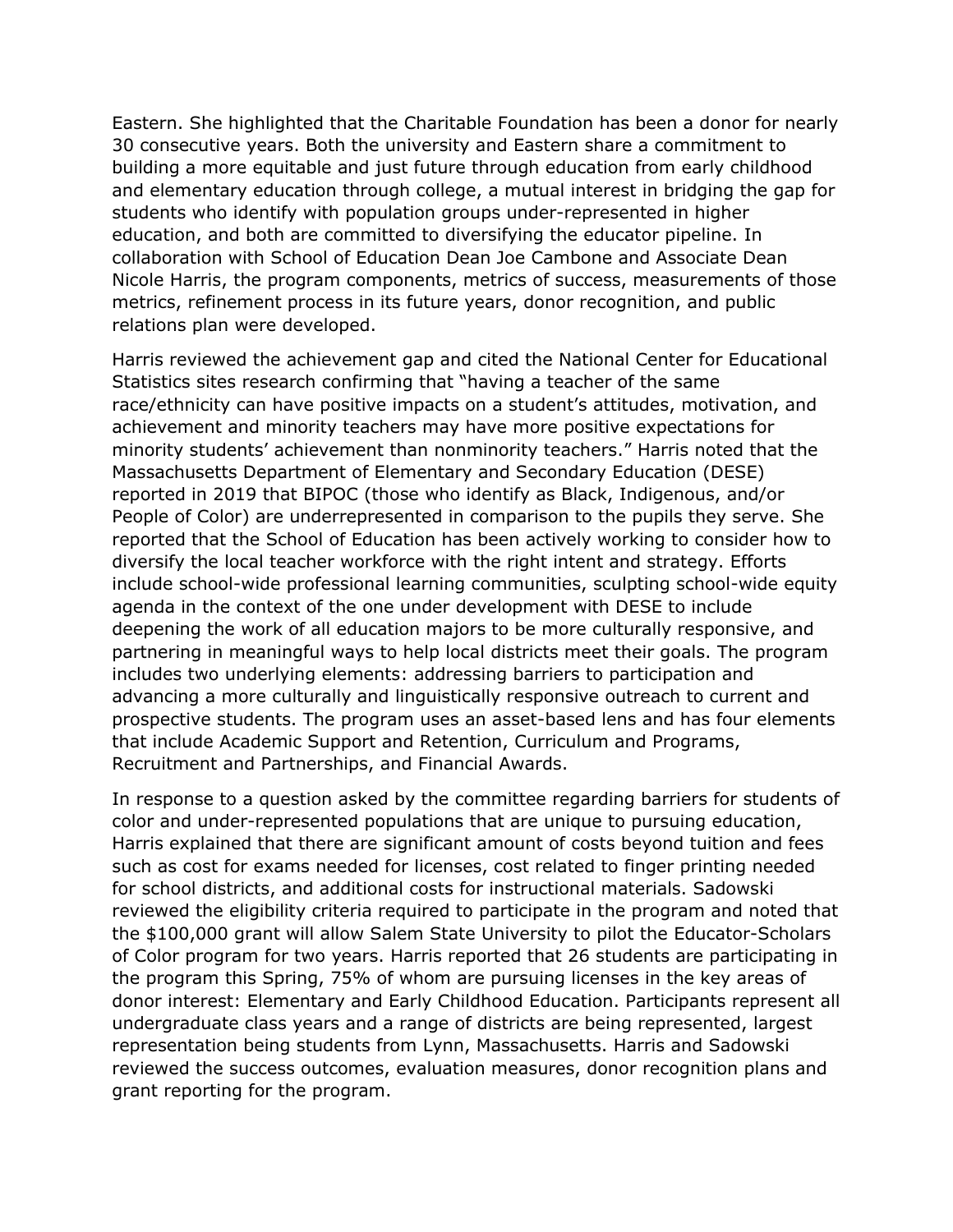Eastern. She highlighted that the Charitable Foundation has been a donor for nearly 30 consecutive years. Both the university and Eastern share a commitment to building a more equitable and just future through education from early childhood and elementary education through college, a mutual interest in bridging the gap for students who identify with population groups under-represented in higher education, and both are committed to diversifying the educator pipeline. In collaboration with School of Education Dean Joe Cambone and Associate Dean Nicole Harris, the program components, metrics of success, measurements of those metrics, refinement process in its future years, donor recognition, and public relations plan were developed.

Harris reviewed the achievement gap and cited the National Center for Educational Statistics sites research confirming that "having a teacher of the same race/ethnicity can have positive impacts on a student's attitudes, motivation, and achievement and minority teachers may have more positive expectations for minority students' achievement than nonminority teachers." Harris noted that the Massachusetts Department of Elementary and Secondary Education (DESE) reported in 2019 that BIPOC (those who identify as Black, Indigenous, and/or People of Color) are underrepresented in comparison to the pupils they serve. She reported that the School of Education has been actively working to consider how to diversify the local teacher workforce with the right intent and strategy. Efforts include school-wide professional learning communities, sculpting school-wide equity agenda in the context of the one under development with DESE to include deepening the work of all education majors to be more culturally responsive, and partnering in meaningful ways to help local districts meet their goals. The program includes two underlying elements: addressing barriers to participation and advancing a more culturally and linguistically responsive outreach to current and prospective students. The program uses an asset-based lens and has four elements that include Academic Support and Retention, Curriculum and Programs, Recruitment and Partnerships, and Financial Awards.

In response to a question asked by the committee regarding barriers for students of color and under-represented populations that are unique to pursuing education, Harris explained that there are significant amount of costs beyond tuition and fees such as cost for exams needed for licenses, cost related to finger printing needed for school districts, and additional costs for instructional materials. Sadowski reviewed the eligibility criteria required to participate in the program and noted that the $100,000 grant will allow Salem State University to pilot the Educator-Scholars of Color program for two years. Harris reported that 26 students are participating in the program this Spring, 75% of whom are pursuing licenses in the key areas of donor interest: Elementary and Early Childhood Education. Participants represent all undergraduate class years and a range of districts are being represented, largest representation being students from Lynn, Massachusetts. Harris and Sadowski reviewed the success outcomes, evaluation measures, donor recognition plans and grant reporting for the program.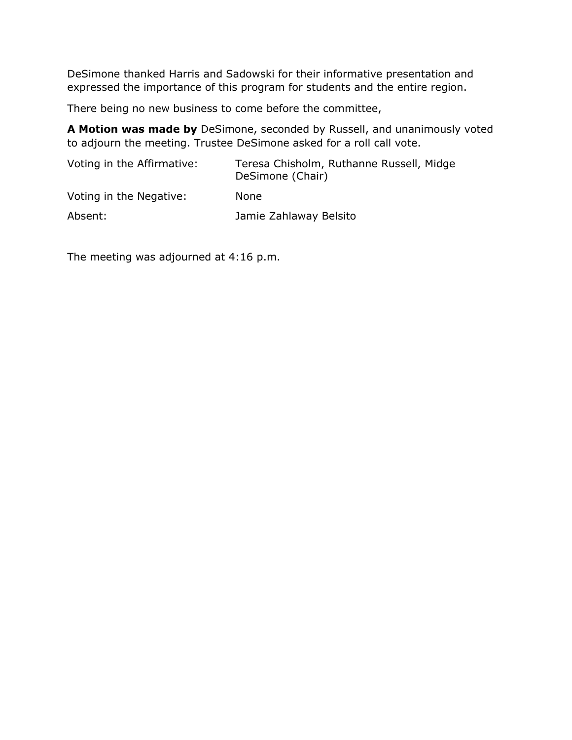DeSimone thanked Harris and Sadowski for their informative presentation and expressed the importance of this program for students and the entire region.

There being no new business to come before the committee,

**A Motion was made by** DeSimone, seconded by Russell, and unanimously voted to adjourn the meeting. Trustee DeSimone asked for a roll call vote.

| | |
|---|---|
| Voting in the Affirmative: | Teresa Chisholm, Ruthanne Russell, Midge DeSimone (Chair) |
| Voting in the Negative: | None |
| Absent: | Jamie Zahlaway Belsito |

The meeting was adjourned at 4:16 p.m.